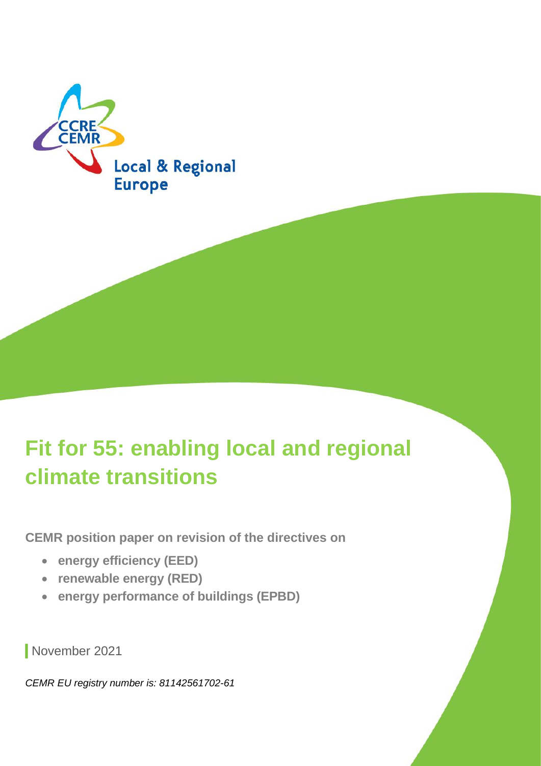CCRE
CEMR

Local & Regional Europe

# Fit for 55: enabling local and regional climate transitions

**CEMR position paper on revision of the directives on**

- **energy efficiency (EED)**
- **renewable energy (RED)**
- **energy performance of buildings (EPBD)**

November 2021

*CEMR EU registry number is: 81142561702-61*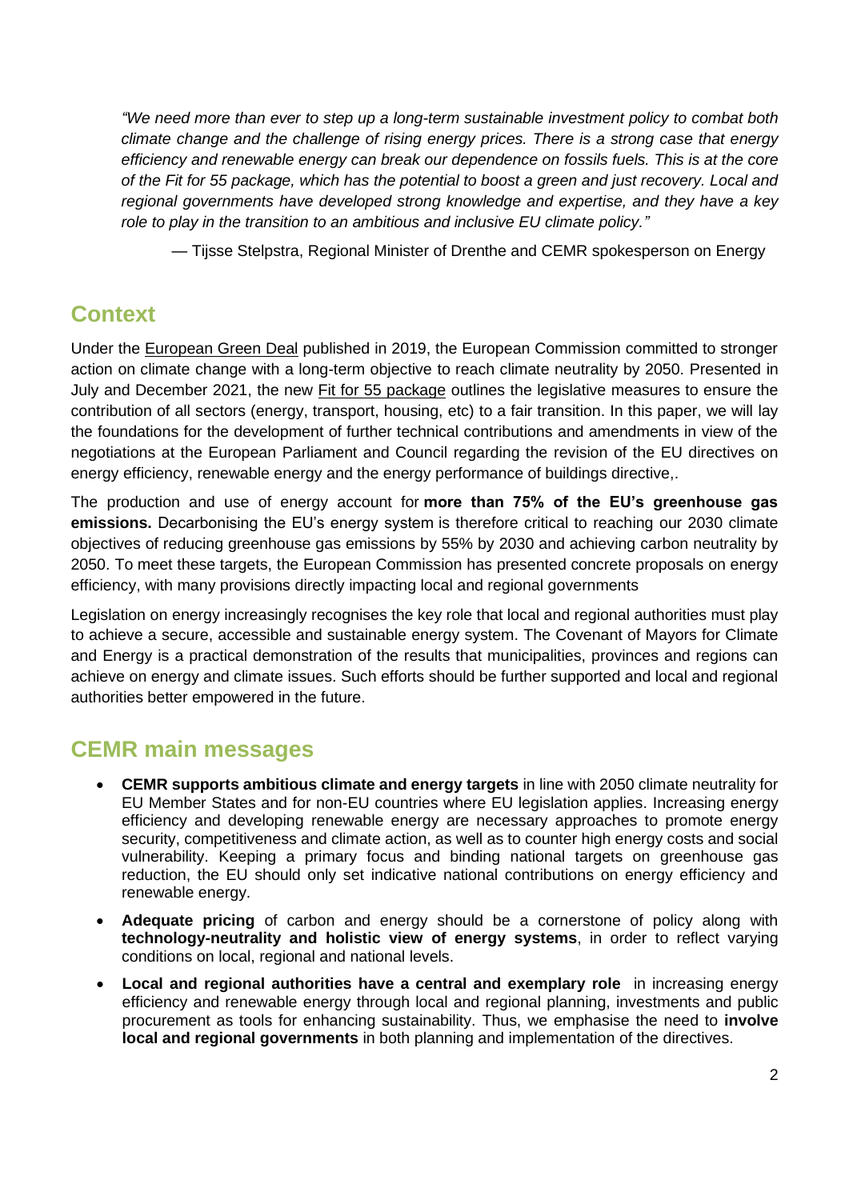*"We need more than ever to step up a long-term sustainable investment policy to combat both climate change and the challenge of rising energy prices. There is a strong case that energy efficiency and renewable energy can break our dependence on fossils fuels. This is at the core of the Fit for 55 package, which has the potential to boost a green and just recovery. Local and regional governments have developed strong knowledge and expertise, and they have a key role to play in the transition to an ambitious and inclusive EU climate policy."*

— Tijsse Stelpstra, Regional Minister of Drenthe and CEMR spokesperson on Energy

## Context

Under the European Green Deal published in 2019, the European Commission committed to stronger action on climate change with a long-term objective to reach climate neutrality by 2050. Presented in July and December 2021, the new Fit for 55 package outlines the legislative measures to ensure the contribution of all sectors (energy, transport, housing, etc) to a fair transition. In this paper, we will lay the foundations for the development of further technical contributions and amendments in view of the negotiations at the European Parliament and Council regarding the revision of the EU directives on energy efficiency, renewable energy and the energy performance of buildings directive,.

The production and use of energy account for **more than 75% of the EU's greenhouse gas emissions.** Decarbonising the EU's energy system is therefore critical to reaching our 2030 climate objectives of reducing greenhouse gas emissions by 55% by 2030 and achieving carbon neutrality by 2050. To meet these targets, the European Commission has presented concrete proposals on energy efficiency, with many provisions directly impacting local and regional governments

Legislation on energy increasingly recognises the key role that local and regional authorities must play to achieve a secure, accessible and sustainable energy system. The Covenant of Mayors for Climate and Energy is a practical demonstration of the results that municipalities, provinces and regions can achieve on energy and climate issues. Such efforts should be further supported and local and regional authorities better empowered in the future.

## CEMR main messages

- **CEMR supports ambitious climate and energy targets** in line with 2050 climate neutrality for EU Member States and for non-EU countries where EU legislation applies. Increasing energy efficiency and developing renewable energy are necessary approaches to promote energy security, competitiveness and climate action, as well as to counter high energy costs and social vulnerability. Keeping a primary focus and binding national targets on greenhouse gas reduction, the EU should only set indicative national contributions on energy efficiency and renewable energy.
- **Adequate pricing** of carbon and energy should be a cornerstone of policy along with **technology-neutrality and holistic view of energy systems**, in order to reflect varying conditions on local, regional and national levels.
- **Local and regional authorities have a central and exemplary role** in increasing energy efficiency and renewable energy through local and regional planning, investments and public procurement as tools for enhancing sustainability. Thus, we emphasise the need to **involve local and regional governments** in both planning and implementation of the directives.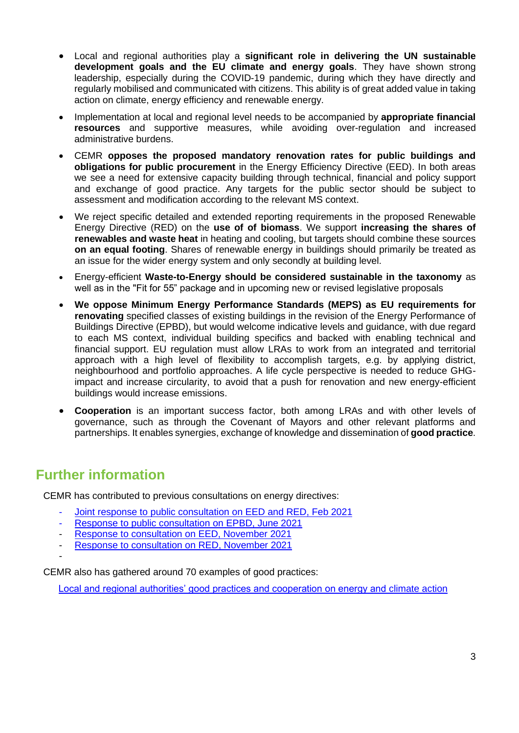- Local and regional authorities play a **significant role in delivering the UN sustainable development goals and the EU climate and energy goals**. They have shown strong leadership, especially during the COVID-19 pandemic, during which they have directly and regularly mobilised and communicated with citizens. This ability is of great added value in taking action on climate, energy efficiency and renewable energy.
- Implementation at local and regional level needs to be accompanied by **appropriate financial resources** and supportive measures, while avoiding over-regulation and increased administrative burdens.
- CEMR **opposes the proposed mandatory renovation rates for public buildings and obligations for public procurement** in the Energy Efficiency Directive (EED). In both areas we see a need for extensive capacity building through technical, financial and policy support and exchange of good practice. Any targets for the public sector should be subject to assessment and modification according to the relevant MS context.
- We reject specific detailed and extended reporting requirements in the proposed Renewable Energy Directive (RED) on the **use of of biomass**. We support **increasing the shares of renewables and waste heat** in heating and cooling, but targets should combine these sources **on an equal footing**. Shares of renewable energy in buildings should primarily be treated as an issue for the wider energy system and only secondly at building level.
- Energy-efficient **Waste-to-Energy should be considered sustainable in the taxonomy** as well as in the "Fit for 55" package and in upcoming new or revised legislative proposals
- **We oppose Minimum Energy Performance Standards (MEPS) as EU requirements for renovating** specified classes of existing buildings in the revision of the Energy Performance of Buildings Directive (EPBD), but would welcome indicative levels and guidance, with due regard to each MS context, individual building specifics and backed with enabling technical and financial support. EU regulation must allow LRAs to work from an integrated and territorial approach with a high level of flexibility to accomplish targets, e.g. by applying district, neighbourhood and portfolio approaches. A life cycle perspective is needed to reduce GHG-impact and increase circularity, to avoid that a push for renovation and new energy-efficient buildings would increase emissions.
- **Cooperation** is an important success factor, both among LRAs and with other levels of governance, such as through the Covenant of Mayors and other relevant platforms and partnerships. It enables synergies, exchange of knowledge and dissemination of **good practice**.

## Further information

CEMR has contributed to previous consultations on energy directives:

- Joint response to public consultation on EED and RED, Feb 2021
- Response to public consultation on EPBD, June 2021
- Response to consultation on EED, November 2021
- Response to consultation on RED, November 2021

CEMR also has gathered around 70 examples of good practices:

Local and regional authorities' good practices and cooperation on energy and climate action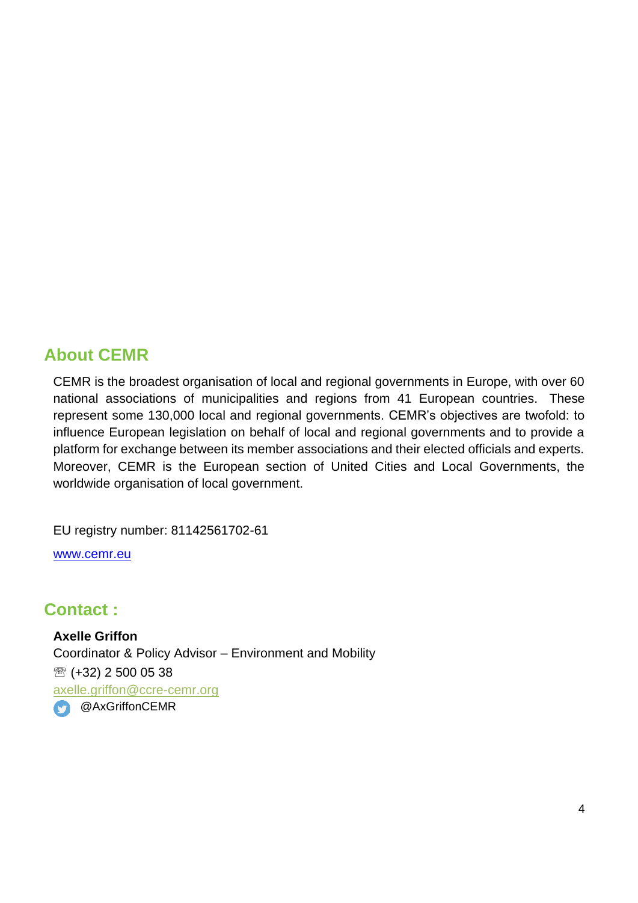## About CEMR

CEMR is the broadest organisation of local and regional governments in Europe, with over 60 national associations of municipalities and regions from 41 European countries. These represent some 130,000 local and regional governments. CEMR's objectives are twofold: to influence European legislation on behalf of local and regional governments and to provide a platform for exchange between its member associations and their elected officials and experts. Moreover, CEMR is the European section of United Cities and Local Governments, the worldwide organisation of local government.

EU registry number: 81142561702-61

[www.cemr.eu](http://www.cemr.eu)

## Contact :

**Axelle Griffon**
Coordinator & Policy Advisor – Environment and Mobility
☏ (+32) 2 500 05 38
[axelle.griffon@ccre-cemr.org](mailto:axelle.griffon@ccre-cemr.org)
@AxGriffonCEMR